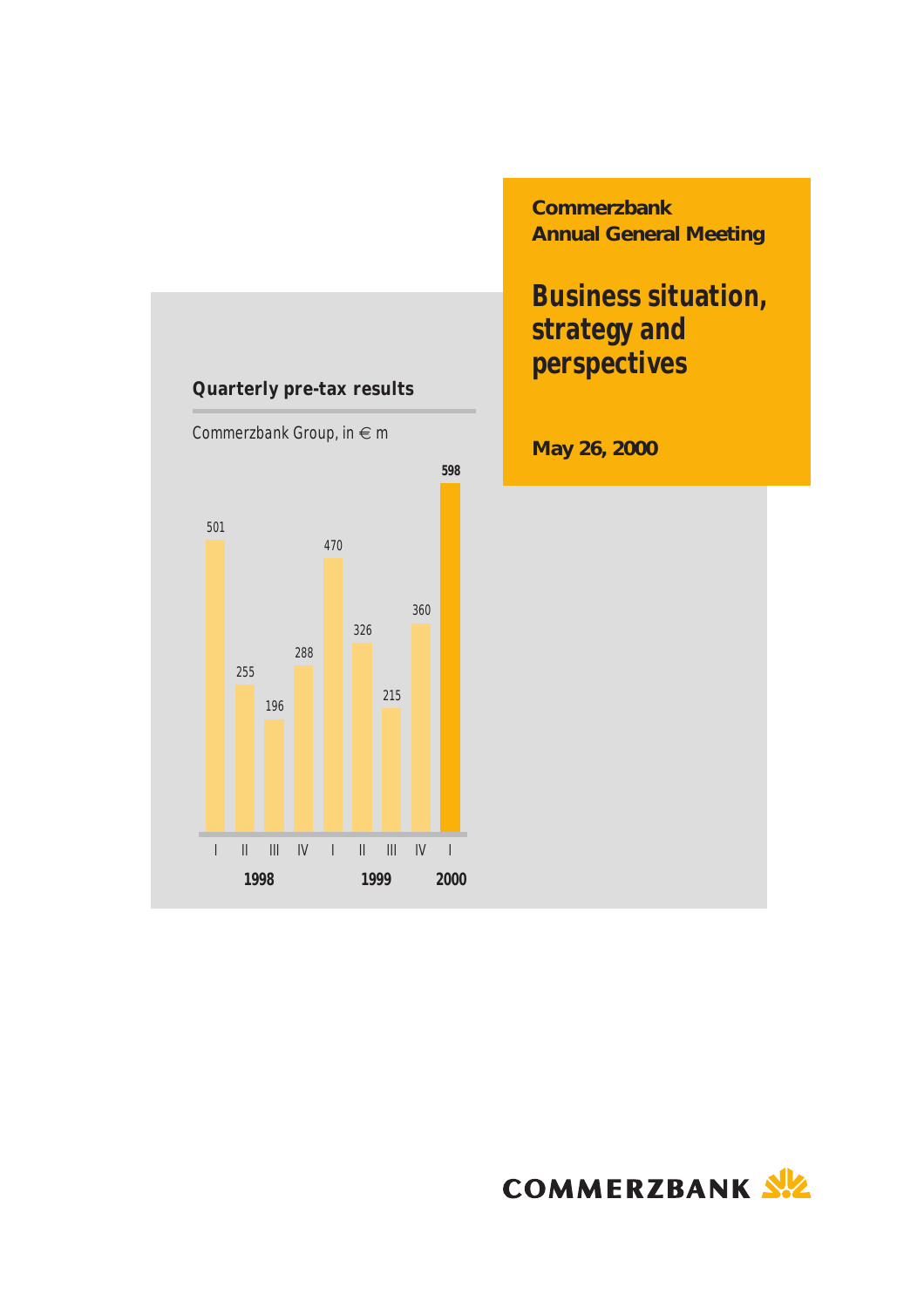**Commerzbank**
**Annual General Meeting**

# Business situation, strategy and perspectives

**May 26, 2000**

## Quarterly pre-tax results

Commerzbank Group, in € m

| Year | Quarter | Pre-tax result |
|---|---|---|
| 1998 | I | 501 |
| 1998 | II | 255 |
| 1998 | III | 196 |
| 1998 | IV | 288 |
| 1999 | I | 470 |
| 1999 | II | 326 |
| 1999 | III | 215 |
| 1999 | IV | 360 |
| 2000 | I | **598** |

COMMERZBANK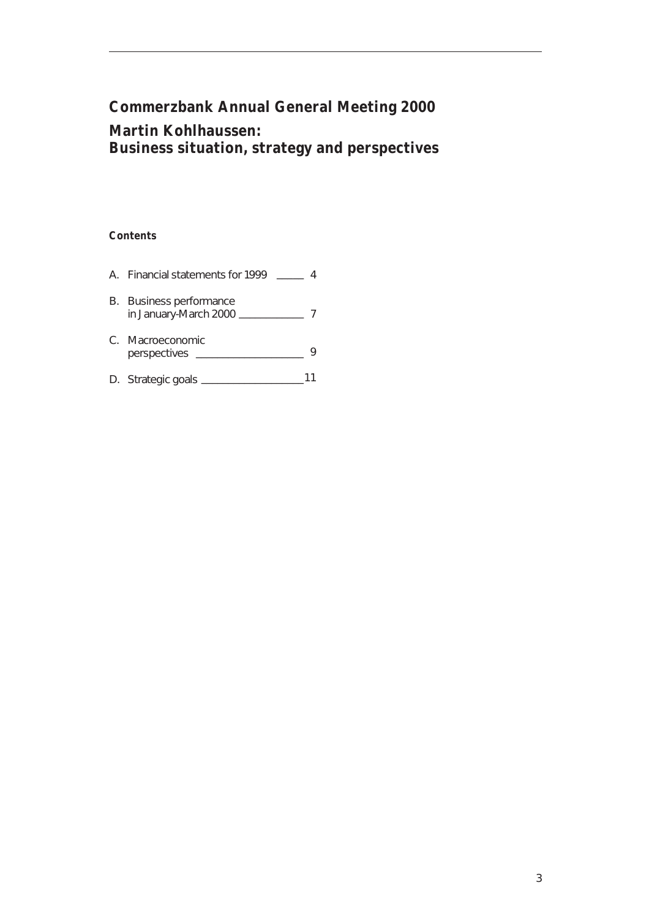# Commerzbank Annual General Meeting 2000

## Martin Kohlhaussen:
## Business situation, strategy and perspectives

**Contents**

A. Financial statements for 1999 _____ 4

B. Business performance in January-March 2000 ____________ 7

C. Macroeconomic perspectives ____________________ 9

D. Strategic goals ___________________ 11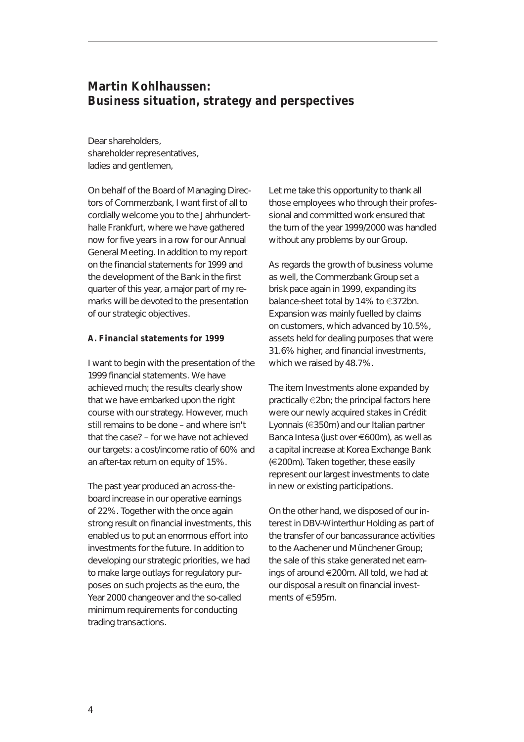## Martin Kohlhaussen: Business situation, strategy and perspectives

Dear shareholders,
shareholder representatives,
ladies and gentlemen,

On behalf of the Board of Managing Directors of Commerzbank, I want first of all to cordially welcome you to the Jahrhunderthalle Frankfurt, where we have gathered now for five years in a row for our Annual General Meeting. In addition to my report on the financial statements for 1999 and the development of the Bank in the first quarter of this year, a major part of my remarks will be devoted to the presentation of our strategic objectives.

### A. Financial statements for 1999

I want to begin with the presentation of the 1999 financial statements. We have achieved much; the results clearly show that we have embarked upon the right course with our strategy. However, much still remains to be done – and where isn't that the case? – for we have not achieved our targets: a cost/income ratio of 60% and an after-tax return on equity of 15%.

The past year produced an across-the-board increase in our operative earnings of 22%. Together with the once again strong result on financial investments, this enabled us to put an enormous effort into investments for the future. In addition to developing our strategic priorities, we had to make large outlays for regulatory purposes on such projects as the euro, the Year 2000 changeover and the so-called minimum requirements for conducting trading transactions.

Let me take this opportunity to thank all those employees who through their professional and committed work ensured that the turn of the year 1999/2000 was handled without any problems by our Group.

As regards the growth of business volume as well, the Commerzbank Group set a brisk pace again in 1999, expanding its balance-sheet total by 14% to €372bn. Expansion was mainly fuelled by claims on customers, which advanced by 10.5%, assets held for dealing purposes that were 31.6% higher, and financial investments, which we raised by 48.7%.

The item Investments alone expanded by practically €2bn; the principal factors here were our newly acquired stakes in Crédit Lyonnais (€350m) and our Italian partner Banca Intesa (just over €600m), as well as a capital increase at Korea Exchange Bank (€200m). Taken together, these easily represent our largest investments to date in new or existing participations.

On the other hand, we disposed of our interest in DBV-Winterthur Holding as part of the transfer of our bancassurance activities to the Aachener und Münchener Group; the sale of this stake generated net earnings of around €200m. All told, we had at our disposal a result on financial investments of €595m.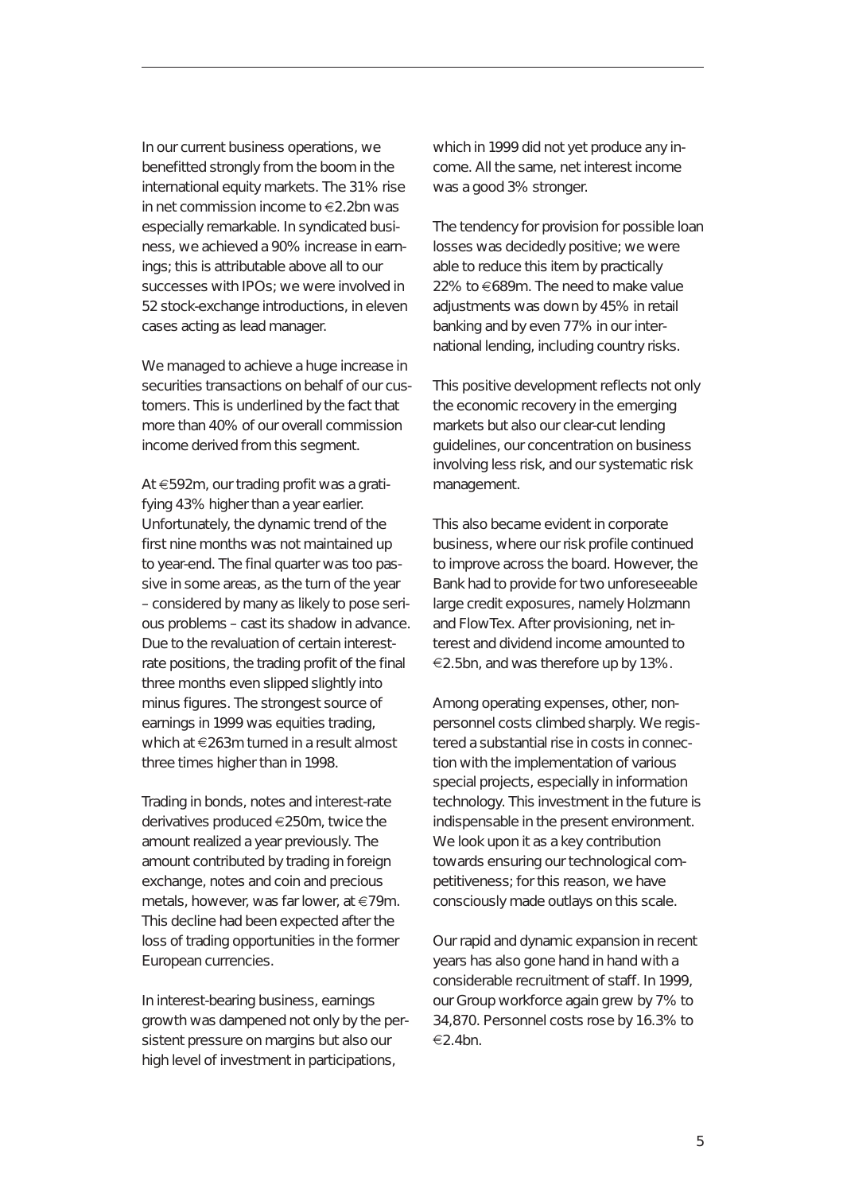In our current business operations, we benefitted strongly from the boom in the international equity markets. The 31% rise in net commission income to €2.2bn was especially remarkable. In syndicated business, we achieved a 90% increase in earnings; this is attributable above all to our successes with IPOs; we were involved in 52 stock-exchange introductions, in eleven cases acting as lead manager.

We managed to achieve a huge increase in securities transactions on behalf of our customers. This is underlined by the fact that more than 40% of our overall commission income derived from this segment.

At €592m, our trading profit was a gratifying 43% higher than a year earlier. Unfortunately, the dynamic trend of the first nine months was not maintained up to year-end. The final quarter was too passive in some areas, as the turn of the year – considered by many as likely to pose serious problems – cast its shadow in advance. Due to the revaluation of certain interest-rate positions, the trading profit of the final three months even slipped slightly into minus figures. The strongest source of earnings in 1999 was equities trading, which at €263m turned in a result almost three times higher than in 1998.

Trading in bonds, notes and interest-rate derivatives produced €250m, twice the amount realized a year previously. The amount contributed by trading in foreign exchange, notes and coin and precious metals, however, was far lower, at €79m. This decline had been expected after the loss of trading opportunities in the former European currencies.

In interest-bearing business, earnings growth was dampened not only by the persistent pressure on margins but also our high level of investment in participations, which in 1999 did not yet produce any income. All the same, net interest income was a good 3% stronger.

The tendency for provision for possible loan losses was decidedly positive; we were able to reduce this item by practically 22% to €689m. The need to make value adjustments was down by 45% in retail banking and by even 77% in our international lending, including country risks.

This positive development reflects not only the economic recovery in the emerging markets but also our clear-cut lending guidelines, our concentration on business involving less risk, and our systematic risk management.

This also became evident in corporate business, where our risk profile continued to improve across the board. However, the Bank had to provide for two unforeseeable large credit exposures, namely Holzmann and FlowTex. After provisioning, net interest and dividend income amounted to €2.5bn, and was therefore up by 13%.

Among operating expenses, other, non-personnel costs climbed sharply. We registered a substantial rise in costs in connection with the implementation of various special projects, especially in information technology. This investment in the future is indispensable in the present environment. We look upon it as a key contribution towards ensuring our technological competitiveness; for this reason, we have consciously made outlays on this scale.

Our rapid and dynamic expansion in recent years has also gone hand in hand with a considerable recruitment of staff. In 1999, our Group workforce again grew by 7% to 34,870. Personnel costs rose by 16.3% to €2.4bn.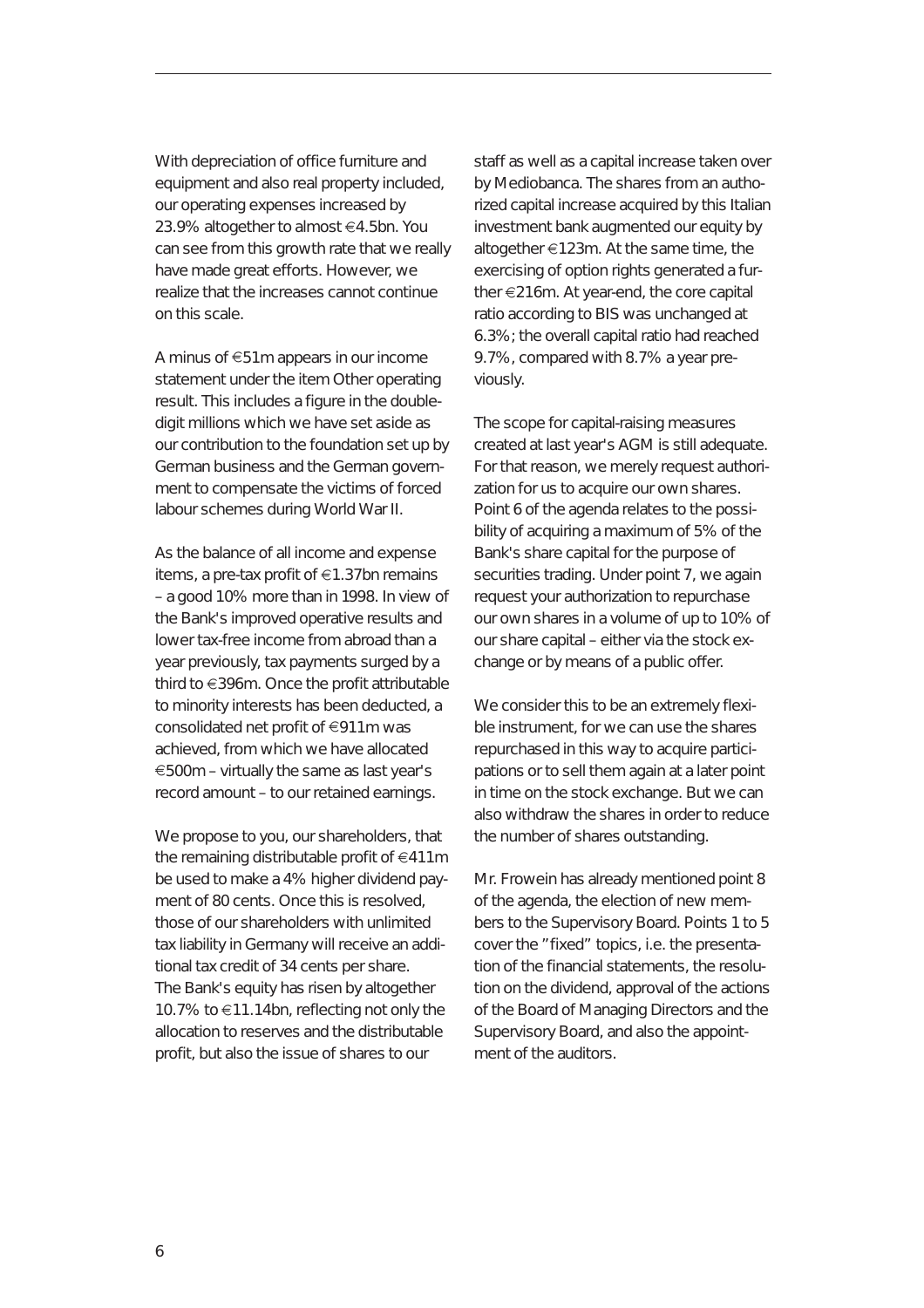With depreciation of office furniture and equipment and also real property included, our operating expenses increased by 23.9% altogether to almost €4.5bn. You can see from this growth rate that we really have made great efforts. However, we realize that the increases cannot continue on this scale.

A minus of €51m appears in our income statement under the item Other operating result. This includes a figure in the double-digit millions which we have set aside as our contribution to the foundation set up by German business and the German government to compensate the victims of forced labour schemes during World War II.

As the balance of all income and expense items, a pre-tax profit of €1.37bn remains – a good 10% more than in 1998. In view of the Bank's improved operative results and lower tax-free income from abroad than a year previously, tax payments surged by a third to €396m. Once the profit attributable to minority interests has been deducted, a consolidated net profit of €911m was achieved, from which we have allocated €500m – virtually the same as last year's record amount – to our retained earnings.

We propose to you, our shareholders, that the remaining distributable profit of €411m be used to make a 4% higher dividend payment of 80 cents. Once this is resolved, those of our shareholders with unlimited tax liability in Germany will receive an additional tax credit of 34 cents per share. The Bank's equity has risen by altogether 10.7% to €11.14bn, reflecting not only the allocation to reserves and the distributable profit, but also the issue of shares to our staff as well as a capital increase taken over by Mediobanca. The shares from an authorized capital increase acquired by this Italian investment bank augmented our equity by altogether €123m. At the same time, the exercising of option rights generated a further €216m. At year-end, the core capital ratio according to BIS was unchanged at 6.3%; the overall capital ratio had reached 9.7%, compared with 8.7% a year previously.

The scope for capital-raising measures created at last year's AGM is still adequate. For that reason, we merely request authorization for us to acquire our own shares. Point 6 of the agenda relates to the possibility of acquiring a maximum of 5% of the Bank's share capital for the purpose of securities trading. Under point 7, we again request your authorization to repurchase our own shares in a volume of up to 10% of our share capital – either via the stock exchange or by means of a public offer.

We consider this to be an extremely flexible instrument, for we can use the shares repurchased in this way to acquire participations or to sell them again at a later point in time on the stock exchange. But we can also withdraw the shares in order to reduce the number of shares outstanding.

Mr. Frowein has already mentioned point 8 of the agenda, the election of new members to the Supervisory Board. Points 1 to 5 cover the "fixed" topics, i.e. the presentation of the financial statements, the resolution on the dividend, approval of the actions of the Board of Managing Directors and the Supervisory Board, and also the appointment of the auditors.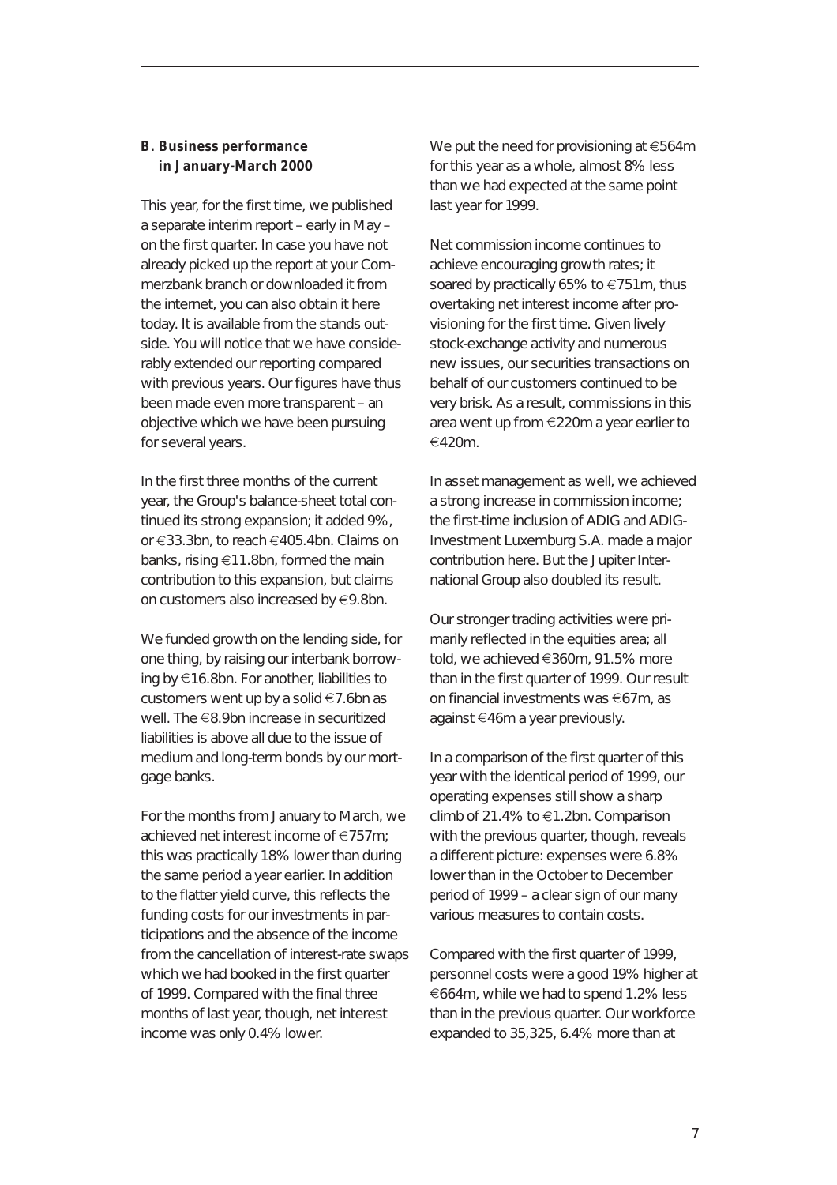## B. Business performance in January-March 2000

This year, for the first time, we published a separate interim report – early in May – on the first quarter. In case you have not already picked up the report at your Commerzbank branch or downloaded it from the internet, you can also obtain it here today. It is available from the stands outside. You will notice that we have considerably extended our reporting compared with previous years. Our figures have thus been made even more transparent – an objective which we have been pursuing for several years.

In the first three months of the current year, the Group's balance-sheet total continued its strong expansion; it added 9%, or €33.3bn, to reach €405.4bn. Claims on banks, rising €11.8bn, formed the main contribution to this expansion, but claims on customers also increased by €9.8bn.

We funded growth on the lending side, for one thing, by raising our interbank borrowing by €16.8bn. For another, liabilities to customers went up by a solid €7.6bn as well. The €8.9bn increase in securitized liabilities is above all due to the issue of medium and long-term bonds by our mortgage banks.

For the months from January to March, we achieved net interest income of €757m; this was practically 18% lower than during the same period a year earlier. In addition to the flatter yield curve, this reflects the funding costs for our investments in participations and the absence of the income from the cancellation of interest-rate swaps which we had booked in the first quarter of 1999. Compared with the final three months of last year, though, net interest income was only 0.4% lower.

We put the need for provisioning at €564m for this year as a whole, almost 8% less than we had expected at the same point last year for 1999.

Net commission income continues to achieve encouraging growth rates; it soared by practically 65% to €751m, thus overtaking net interest income after provisioning for the first time. Given lively stock-exchange activity and numerous new issues, our securities transactions on behalf of our customers continued to be very brisk. As a result, commissions in this area went up from €220m a year earlier to €420m.

In asset management as well, we achieved a strong increase in commission income; the first-time inclusion of ADIG and ADIG-Investment Luxemburg S.A. made a major contribution here. But the Jupiter International Group also doubled its result.

Our stronger trading activities were primarily reflected in the equities area; all told, we achieved €360m, 91.5% more than in the first quarter of 1999. Our result on financial investments was €67m, as against €46m a year previously.

In a comparison of the first quarter of this year with the identical period of 1999, our operating expenses still show a sharp climb of 21.4% to €1.2bn. Comparison with the previous quarter, though, reveals a different picture: expenses were 6.8% lower than in the October to December period of 1999 – a clear sign of our many various measures to contain costs.

Compared with the first quarter of 1999, personnel costs were a good 19% higher at €664m, while we had to spend 1.2% less than in the previous quarter. Our workforce expanded to 35,325, 6.4% more than at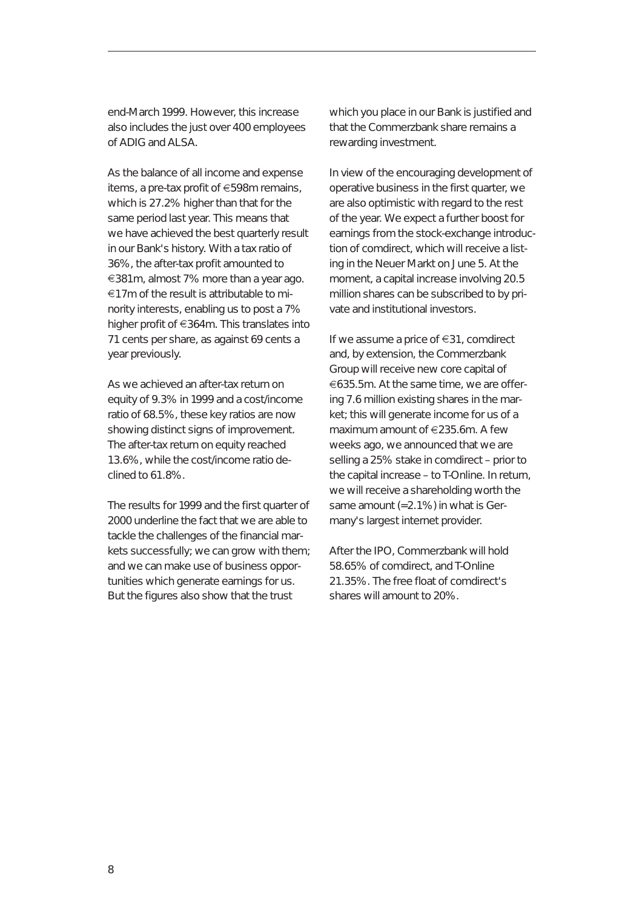end-March 1999. However, this increase also includes the just over 400 employees of ADIG and ALSA.

As the balance of all income and expense items, a pre-tax profit of €598m remains, which is 27.2% higher than that for the same period last year. This means that we have achieved the best quarterly result in our Bank's history. With a tax ratio of 36%, the after-tax profit amounted to €381m, almost 7% more than a year ago. €17m of the result is attributable to minority interests, enabling us to post a 7% higher profit of €364m. This translates into 71 cents per share, as against 69 cents a year previously.

As we achieved an after-tax return on equity of 9.3% in 1999 and a cost/income ratio of 68.5%, these key ratios are now showing distinct signs of improvement. The after-tax return on equity reached 13.6%, while the cost/income ratio declined to 61.8%.

The results for 1999 and the first quarter of 2000 underline the fact that we are able to tackle the challenges of the financial markets successfully; we can grow with them; and we can make use of business opportunities which generate earnings for us. But the figures also show that the trust which you place in our Bank is justified and that the Commerzbank share remains a rewarding investment.

In view of the encouraging development of operative business in the first quarter, we are also optimistic with regard to the rest of the year. We expect a further boost for earnings from the stock-exchange introduction of comdirect, which will receive a listing in the Neuer Markt on June 5. At the moment, a capital increase involving 20.5 million shares can be subscribed to by private and institutional investors.

If we assume a price of €31, comdirect and, by extension, the Commerzbank Group will receive new core capital of €635.5m. At the same time, we are offering 7.6 million existing shares in the market; this will generate income for us of a maximum amount of €235.6m. A few weeks ago, we announced that we are selling a 25% stake in comdirect – prior to the capital increase – to T-Online. In return, we will receive a shareholding worth the same amount (=2.1%) in what is Germany's largest internet provider.

After the IPO, Commerzbank will hold 58.65% of comdirect, and T-Online 21.35%. The free float of comdirect's shares will amount to 20%.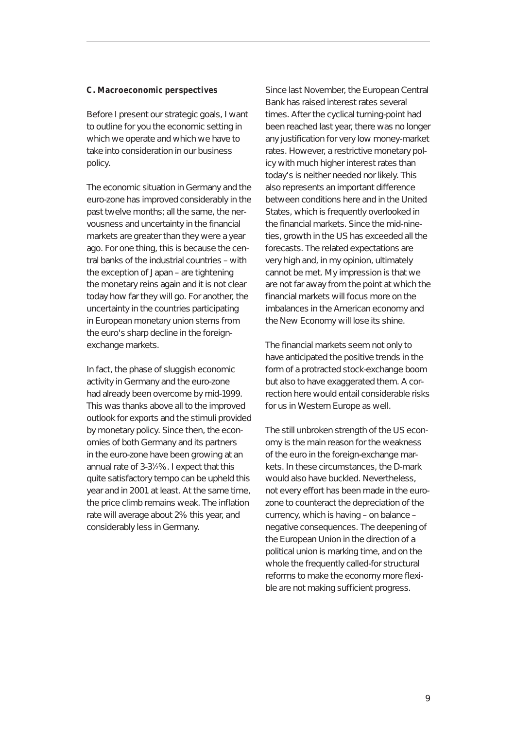### C. Macroeconomic perspectives

Before I present our strategic goals, I want to outline for you the economic setting in which we operate and which we have to take into consideration in our business policy.

The economic situation in Germany and the euro-zone has improved considerably in the past twelve months; all the same, the nervousness and uncertainty in the financial markets are greater than they were a year ago. For one thing, this is because the central banks of the industrial countries – with the exception of Japan – are tightening the monetary reins again and it is not clear today how far they will go. For another, the uncertainty in the countries participating in European monetary union stems from the euro's sharp decline in the foreign-exchange markets.

In fact, the phase of sluggish economic activity in Germany and the euro-zone had already been overcome by mid-1999. This was thanks above all to the improved outlook for exports and the stimuli provided by monetary policy. Since then, the economies of both Germany and its partners in the euro-zone have been growing at an annual rate of 3-3½%. I expect that this quite satisfactory tempo can be upheld this year and in 2001 at least. At the same time, the price climb remains weak. The inflation rate will average about 2% this year, and considerably less in Germany.

Since last November, the European Central Bank has raised interest rates several times. After the cyclical turning-point had been reached last year, there was no longer any justification for very low money-market rates. However, a restrictive monetary policy with much higher interest rates than today's is neither needed nor likely. This also represents an important difference between conditions here and in the United States, which is frequently overlooked in the financial markets. Since the mid-nineties, growth in the US has exceeded all the forecasts. The related expectations are very high and, in my opinion, ultimately cannot be met. My impression is that we are not far away from the point at which the financial markets will focus more on the imbalances in the American economy and the New Economy will lose its shine.

The financial markets seem not only to have anticipated the positive trends in the form of a protracted stock-exchange boom but also to have exaggerated them. A correction here would entail considerable risks for us in Western Europe as well.

The still unbroken strength of the US economy is the main reason for the weakness of the euro in the foreign-exchange markets. In these circumstances, the D-mark would also have buckled. Nevertheless, not every effort has been made in the euro-zone to counteract the depreciation of the currency, which is having – on balance – negative consequences. The deepening of the European Union in the direction of a political union is marking time, and on the whole the frequently called-for structural reforms to make the economy more flexible are not making sufficient progress.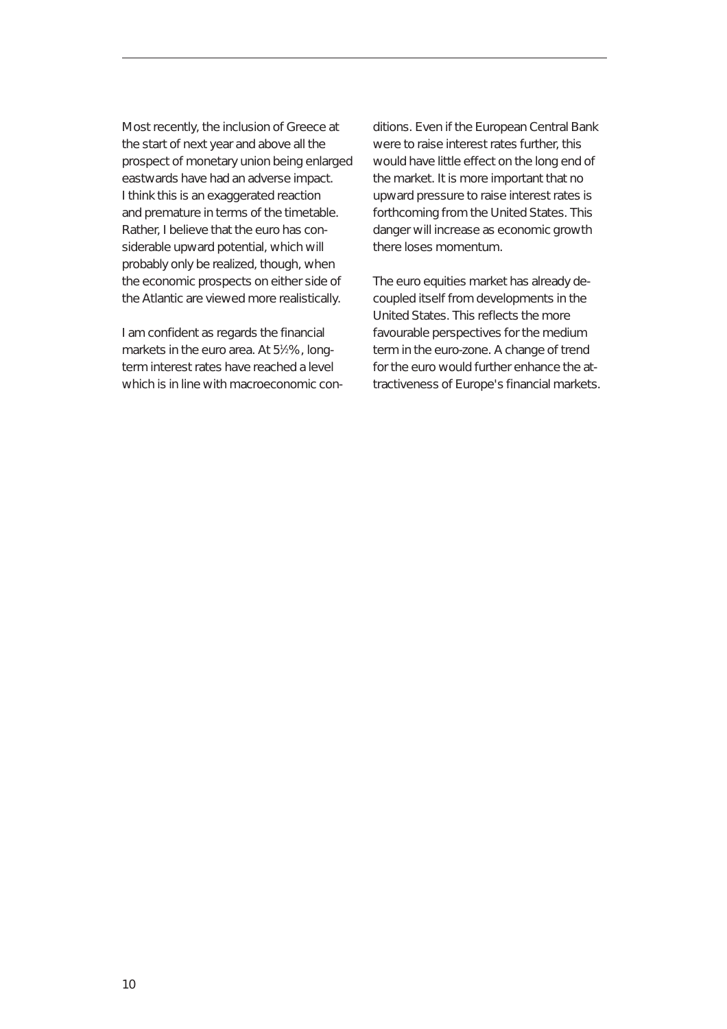Most recently, the inclusion of Greece at the start of next year and above all the prospect of monetary union being enlarged eastwards have had an adverse impact. I think this is an exaggerated reaction and premature in terms of the timetable. Rather, I believe that the euro has considerable upward potential, which will probably only be realized, though, when the economic prospects on either side of the Atlantic are viewed more realistically.

I am confident as regards the financial markets in the euro area. At 5½%, long-term interest rates have reached a level which is in line with macroeconomic conditions. Even if the European Central Bank were to raise interest rates further, this would have little effect on the long end of the market. It is more important that no upward pressure to raise interest rates is forthcoming from the United States. This danger will increase as economic growth there loses momentum.

The euro equities market has already decoupled itself from developments in the United States. This reflects the more favourable perspectives for the medium term in the euro-zone. A change of trend for the euro would further enhance the attractiveness of Europe's financial markets.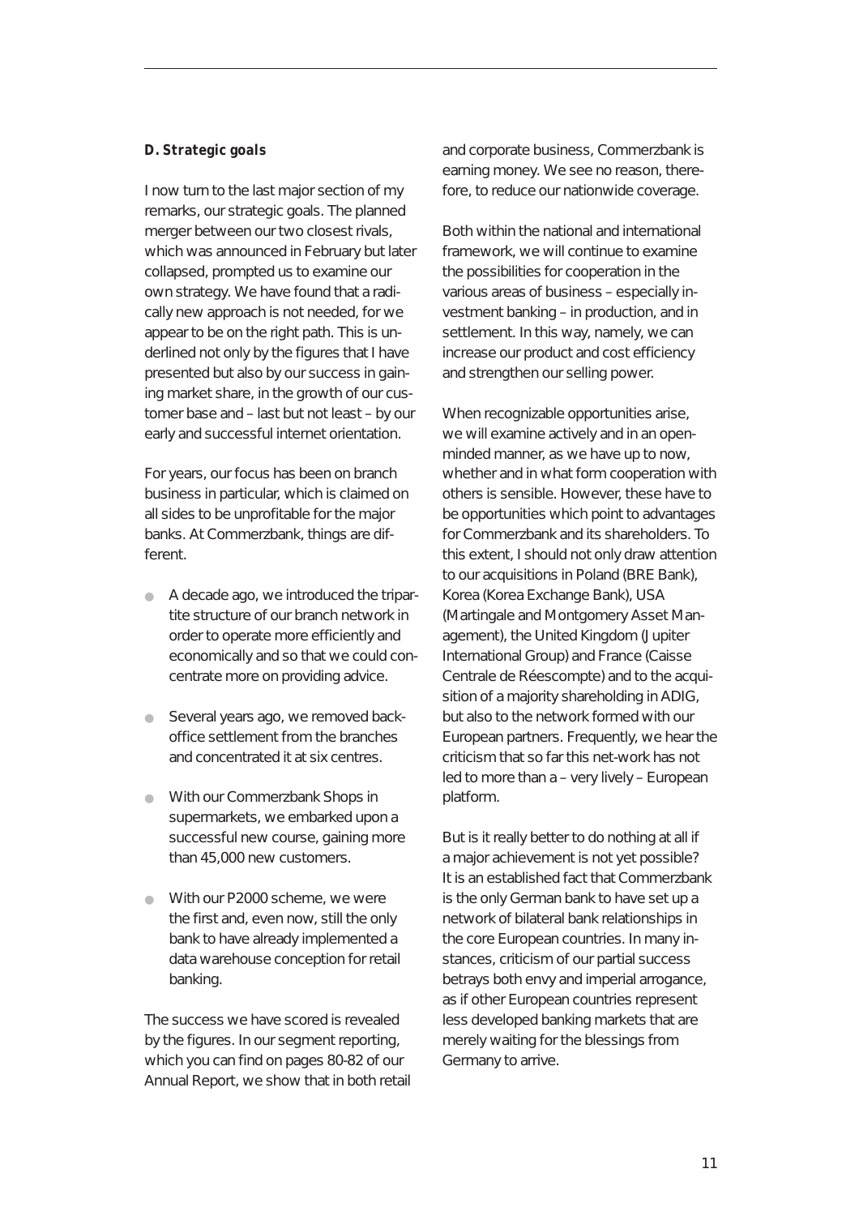### D. Strategic goals

I now turn to the last major section of my remarks, our strategic goals. The planned merger between our two closest rivals, which was announced in February but later collapsed, prompted us to examine our own strategy. We have found that a radically new approach is not needed, for we appear to be on the right path. This is underlined not only by the figures that I have presented but also by our success in gaining market share, in the growth of our customer base and – last but not least – by our early and successful internet orientation.

For years, our focus has been on branch business in particular, which is claimed on all sides to be unprofitable for the major banks. At Commerzbank, things are different.

- A decade ago, we introduced the tripartite structure of our branch network in order to operate more efficiently and economically and so that we could concentrate more on providing advice.
- Several years ago, we removed back-office settlement from the branches and concentrated it at six centres.
- With our Commerzbank Shops in supermarkets, we embarked upon a successful new course, gaining more than 45,000 new customers.
- With our P2000 scheme, we were the first and, even now, still the only bank to have already implemented a data warehouse conception for retail banking.

The success we have scored is revealed by the figures. In our segment reporting, which you can find on pages 80-82 of our Annual Report, we show that in both retail and corporate business, Commerzbank is earning money. We see no reason, therefore, to reduce our nationwide coverage.

Both within the national and international framework, we will continue to examine the possibilities for cooperation in the various areas of business – especially investment banking – in production, and in settlement. In this way, namely, we can increase our product and cost efficiency and strengthen our selling power.

When recognizable opportunities arise, we will examine actively and in an open-minded manner, as we have up to now, whether and in what form cooperation with others is sensible. However, these have to be opportunities which point to advantages for Commerzbank and its shareholders. To this extent, I should not only draw attention to our acquisitions in Poland (BRE Bank), Korea (Korea Exchange Bank), USA (Martingale and Montgomery Asset Management), the United Kingdom (Jupiter International Group) and France (Caisse Centrale de Réescompte) and to the acquisition of a majority shareholding in ADIG, but also to the network formed with our European partners. Frequently, we hear the criticism that so far this net-work has not led to more than a – very lively – European platform.

But is it really better to do nothing at all if a major achievement is not yet possible? It is an established fact that Commerzbank is the only German bank to have set up a network of bilateral bank relationships in the core European countries. In many instances, criticism of our partial success betrays both envy and imperial arrogance, as if other European countries represent less developed banking markets that are merely waiting for the blessings from Germany to arrive.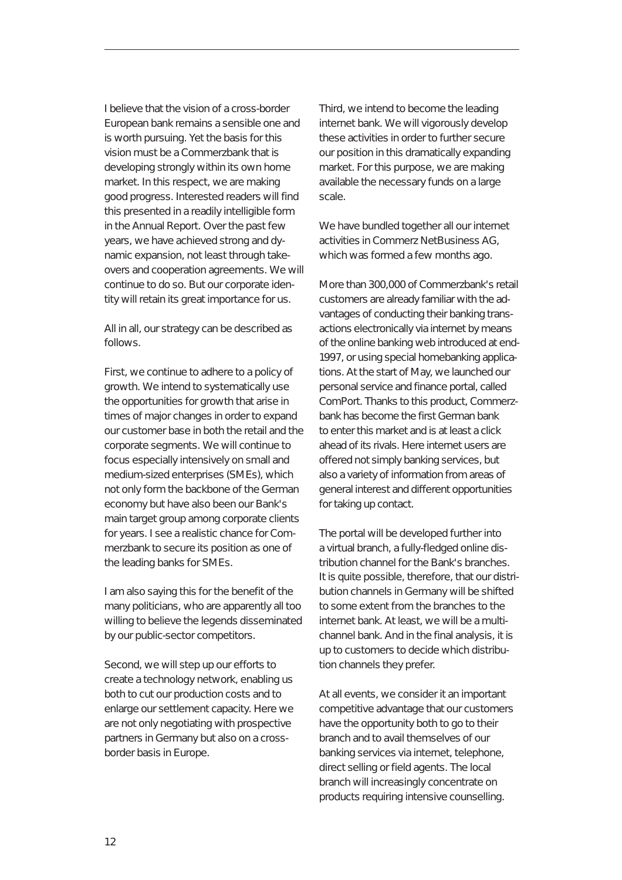I believe that the vision of a cross-border European bank remains a sensible one and is worth pursuing. Yet the basis for this vision must be a Commerzbank that is developing strongly within its own home market. In this respect, we are making good progress. Interested readers will find this presented in a readily intelligible form in the Annual Report. Over the past few years, we have achieved strong and dynamic expansion, not least through takeovers and cooperation agreements. We will continue to do so. But our corporate identity will retain its great importance for us.

All in all, our strategy can be described as follows.

First, we continue to adhere to a policy of growth. We intend to systematically use the opportunities for growth that arise in times of major changes in order to expand our customer base in both the retail and the corporate segments. We will continue to focus especially intensively on small and medium-sized enterprises (SMEs), which not only form the backbone of the German economy but have also been our Bank's main target group among corporate clients for years. I see a realistic chance for Commerzbank to secure its position as one of the leading banks for SMEs.

I am also saying this for the benefit of the many politicians, who are apparently all too willing to believe the legends disseminated by our public-sector competitors.

Second, we will step up our efforts to create a technology network, enabling us both to cut our production costs and to enlarge our settlement capacity. Here we are not only negotiating with prospective partners in Germany but also on a cross-border basis in Europe.

Third, we intend to become the leading internet bank. We will vigorously develop these activities in order to further secure our position in this dramatically expanding market. For this purpose, we are making available the necessary funds on a large scale.

We have bundled together all our internet activities in Commerz NetBusiness AG, which was formed a few months ago.

More than 300,000 of Commerzbank's retail customers are already familiar with the advantages of conducting their banking transactions electronically via internet by means of the online banking web introduced at end-1997, or using special homebanking applications. At the start of May, we launched our personal service and finance portal, called ComPort. Thanks to this product, Commerzbank has become the first German bank to enter this market and is at least a click ahead of its rivals. Here internet users are offered not simply banking services, but also a variety of information from areas of general interest and different opportunities for taking up contact.

The portal will be developed further into a virtual branch, a fully-fledged online distribution channel for the Bank's branches. It is quite possible, therefore, that our distribution channels in Germany will be shifted to some extent from the branches to the internet bank. At least, we will be a multi-channel bank. And in the final analysis, it is up to customers to decide which distribution channels they prefer.

At all events, we consider it an important competitive advantage that our customers have the opportunity both to go to their branch and to avail themselves of our banking services via internet, telephone, direct selling or field agents. The local branch will increasingly concentrate on products requiring intensive counselling.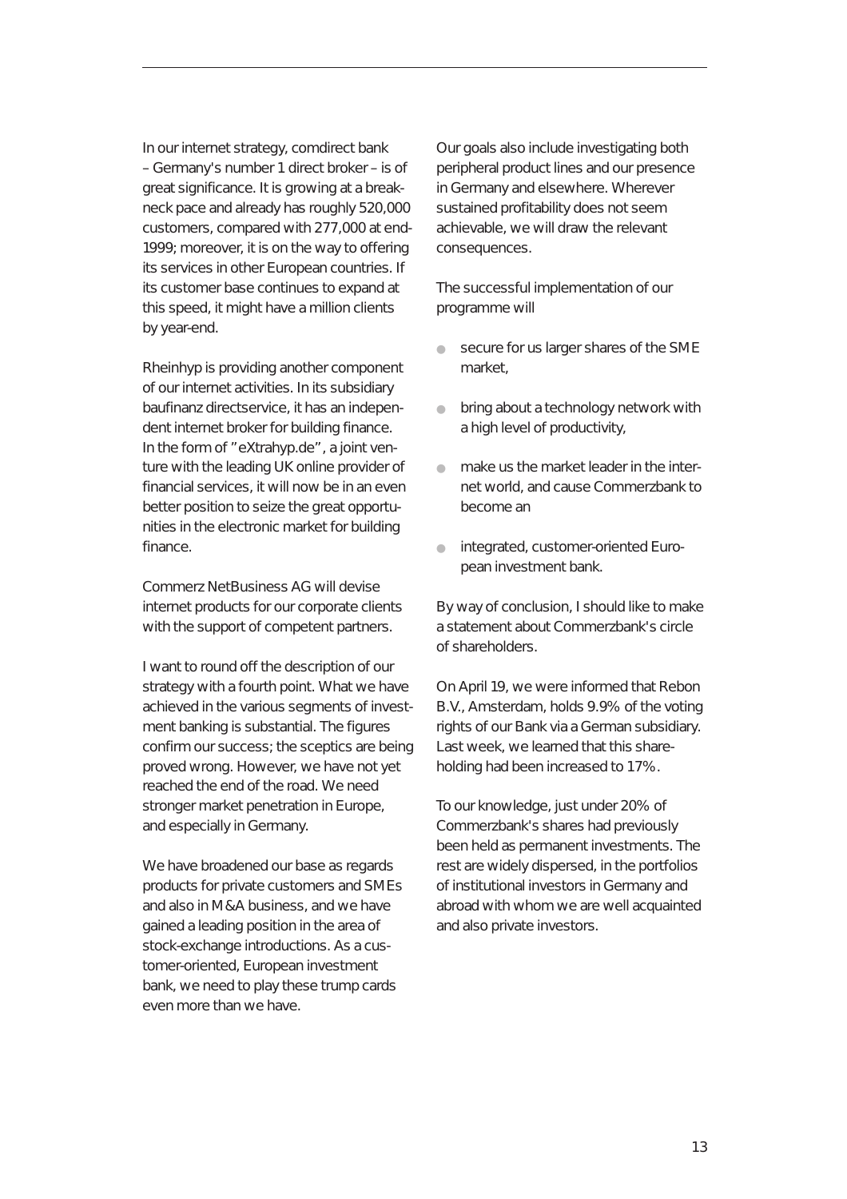In our internet strategy, comdirect bank – Germany's number 1 direct broker – is of great significance. It is growing at a breakneck pace and already has roughly 520,000 customers, compared with 277,000 at end-1999; moreover, it is on the way to offering its services in other European countries. If its customer base continues to expand at this speed, it might have a million clients by year-end.

Rheinhyp is providing another component of our internet activities. In its subsidiary baufinanz directservice, it has an independent internet broker for building finance. In the form of "eXtrahyp.de", a joint venture with the leading UK online provider of financial services, it will now be in an even better position to seize the great opportunities in the electronic market for building finance.

Commerz NetBusiness AG will devise internet products for our corporate clients with the support of competent partners.

I want to round off the description of our strategy with a fourth point. What we have achieved in the various segments of investment banking is substantial. The figures confirm our success; the sceptics are being proved wrong. However, we have not yet reached the end of the road. We need stronger market penetration in Europe, and especially in Germany.

We have broadened our base as regards products for private customers and SMEs and also in M&A business, and we have gained a leading position in the area of stock-exchange introductions. As a customer-oriented, European investment bank, we need to play these trump cards even more than we have.

Our goals also include investigating both peripheral product lines and our presence in Germany and elsewhere. Wherever sustained profitability does not seem achievable, we will draw the relevant consequences.

The successful implementation of our programme will

- secure for us larger shares of the SME market,
- bring about a technology network with a high level of productivity,
- make us the market leader in the internet world, and cause Commerzbank to become an
- integrated, customer-oriented European investment bank.

By way of conclusion, I should like to make a statement about Commerzbank's circle of shareholders.

On April 19, we were informed that Rebon B.V., Amsterdam, holds 9.9% of the voting rights of our Bank via a German subsidiary. Last week, we learned that this shareholding had been increased to 17%.

To our knowledge, just under 20% of Commerzbank's shares had previously been held as permanent investments. The rest are widely dispersed, in the portfolios of institutional investors in Germany and abroad with whom we are well acquainted and also private investors.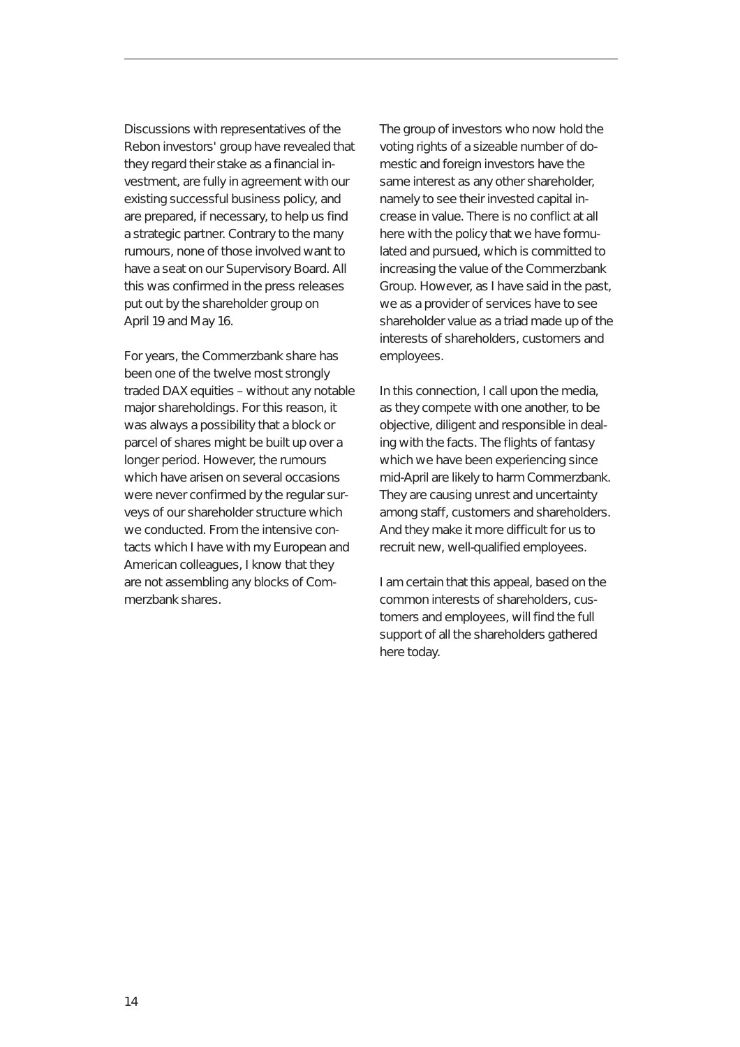Discussions with representatives of the Rebon investors' group have revealed that they regard their stake as a financial investment, are fully in agreement with our existing successful business policy, and are prepared, if necessary, to help us find a strategic partner. Contrary to the many rumours, none of those involved want to have a seat on our Supervisory Board. All this was confirmed in the press releases put out by the shareholder group on April 19 and May 16.

For years, the Commerzbank share has been one of the twelve most strongly traded DAX equities – without any notable major shareholdings. For this reason, it was always a possibility that a block or parcel of shares might be built up over a longer period. However, the rumours which have arisen on several occasions were never confirmed by the regular surveys of our shareholder structure which we conducted. From the intensive contacts which I have with my European and American colleagues, I know that they are not assembling any blocks of Commerzbank shares.

The group of investors who now hold the voting rights of a sizeable number of domestic and foreign investors have the same interest as any other shareholder, namely to see their invested capital increase in value. There is no conflict at all here with the policy that we have formulated and pursued, which is committed to increasing the value of the Commerzbank Group. However, as I have said in the past, we as a provider of services have to see shareholder value as a triad made up of the interests of shareholders, customers and employees.

In this connection, I call upon the media, as they compete with one another, to be objective, diligent and responsible in dealing with the facts. The flights of fantasy which we have been experiencing since mid-April are likely to harm Commerzbank. They are causing unrest and uncertainty among staff, customers and shareholders. And they make it more difficult for us to recruit new, well-qualified employees.

I am certain that this appeal, based on the common interests of shareholders, customers and employees, will find the full support of all the shareholders gathered here today.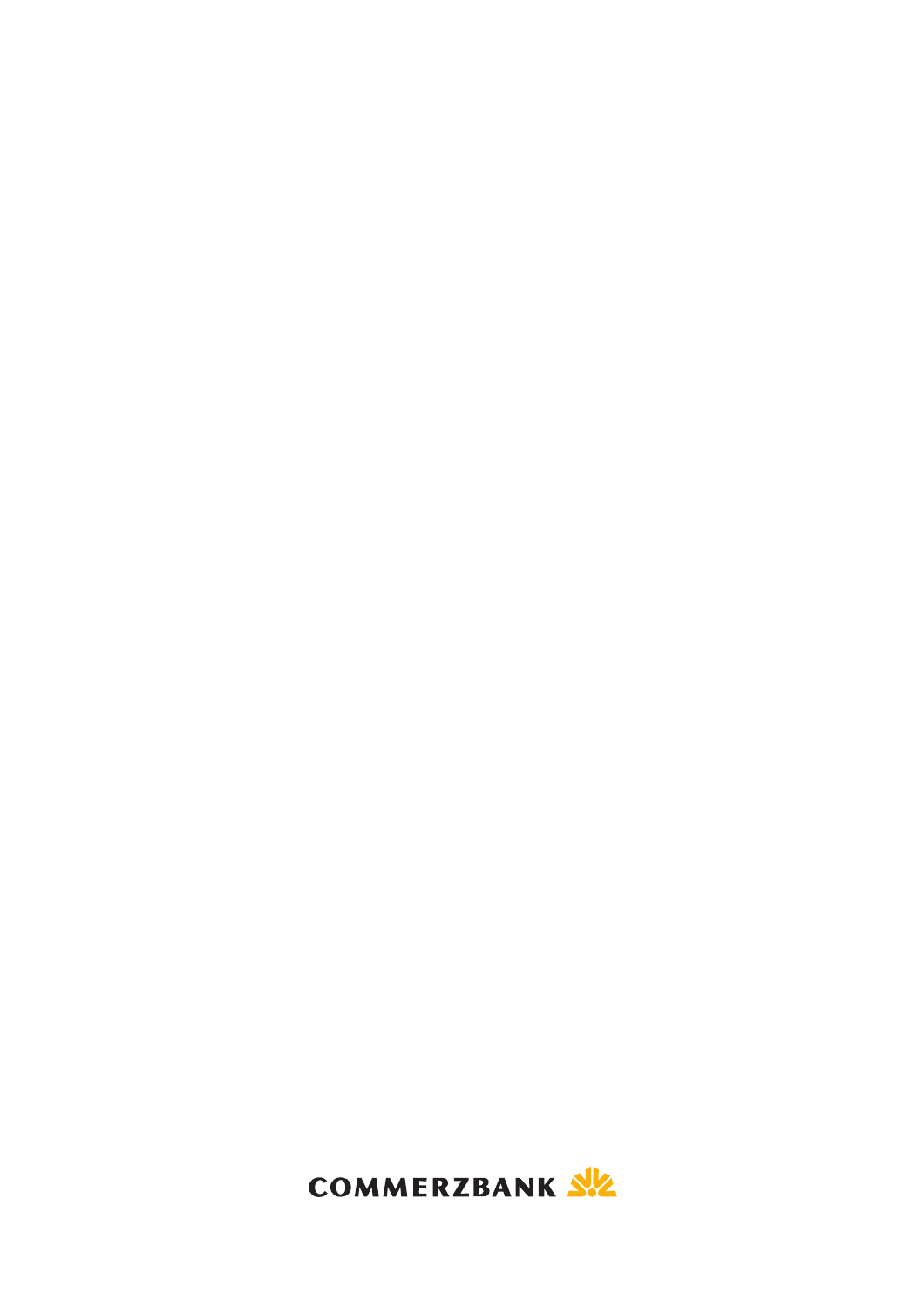COMMERZBANK